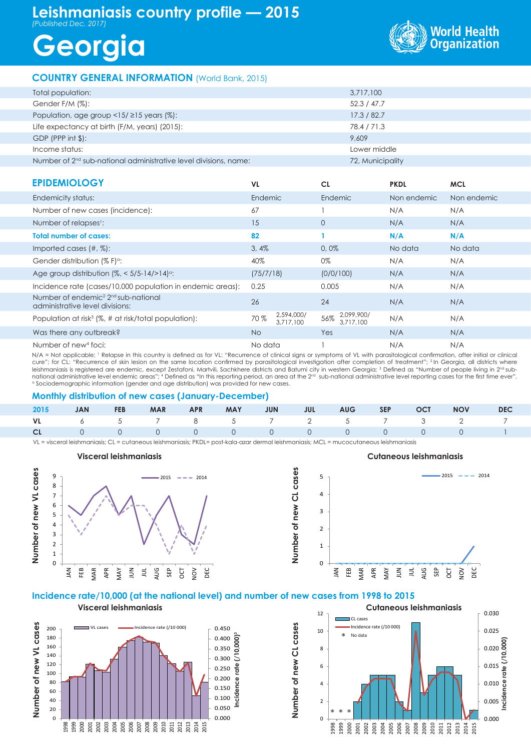# Leishmaniasis country profile — 2015

*(Published Dec. 2017)*

# Georgia

World Health Organization

## COUNTRY GENERAL INFORMATION (World Bank, 2015)

| | |
|---|---|
| Total population: | 3,717,100 |
| Gender F/M (%): | 52.3 / 47.7 |
| Population, age group <15/ ≥15 years (%): | 17.3 / 82.7 |
| Life expectancy at birth (F/M, years) (2015): | 78.4 / 71.3 |
| GDP (PPP int $): | 9,609 |
| Income status: | Lower middle |
| Number of 2nd sub-national administrative level divisions, name: | 72, Municipality |

## EPIDEMIOLOGY

| | VL | CL | PKDL | MCL |
|---|---|---|---|---|
| Endemicity status: | Endemic | Endemic | Non endemic | Non endemic |
| Number of new cases (incidence): | 67 | 1 | N/A | N/A |
| Number of relapses[1]: | 15 | 0 | N/A | N/A |
| **Total number of cases:** | **82** | **1** | **N/A** | **N/A** |
| Imported cases (#, %): | 3, 4% | 0, 0% | No data | No data |
| Gender distribution (% F)[o]: | 40% | 0% | N/A | N/A |
| Age group distribution (%, < 5/5-14/>14)[o]: | (75/7/18) | (0/0/100) | N/A | N/A |
| Incidence rate (cases/10,000 population in endemic areas): | 0.25 | 0.005 | N/A | N/A |
| Number of endemic[2] 2nd sub-national administrative level divisions: | 26 | 24 | N/A | N/A |
| Population at risk[3] (%, # at risk/total population): | 70 % 2,594,000/ 3,717,100 | 56% 2,099,900/ 3,717,100 | N/A | N/A |
| Was there any outbreak? | No | Yes | N/A | N/A |
| Number of new[4] foci: | No data | 1 | N/A | N/A |

N/A = Not applicable; [1] Relapse in this country is defined as for VL: "Recurrence of clinical signs or symptoms of VL with parasitological confirmation, after initial or clinical cure"; for CL: "Recurrence of skin lesion on the same location confirmed by parasitological investigation after completion of treatment"; [2] In Georgia, all districts where leishmaniasis is registered are endemic, except Zestafoni, Martvili, Sachkhere districts and Batumi city in western Georgia; [3] Defined as "Number of people living in 2nd sub-national administrative level endemic areas"; [4] Defined as "In this reporting period, an area at the 2nd sub-national administrative level reporting cases for the first time ever". [o] Sociodemographic information (gender and age distribution) was provided for new cases.

## Monthly distribution of new cases (January-December)

| 2015 | JAN | FEB | MAR | APR | MAY | JUN | JUL | AUG | SEP | OCT | NOV | DEC |
|---|---|---|---|---|---|---|---|---|---|---|---|---|
| VL | 6 | 5 | 7 | 8 | 5 | 7 | 2 | 5 | 7 | 3 | 2 | 7 |
| CL | 0 | 0 | 0 | 0 | 0 | 0 | 0 | 0 | 0 | 0 | 0 | 1 |

VL = visceral leishmaniasis; CL = cutaneous leishmaniasis; PKDL= post-kala-azar dermal leishmaniasis; MCL = mucocutaneous leishmaniasis

## Incidence rate/10,000 (at the national level) and number of new cases from 1998 to 2015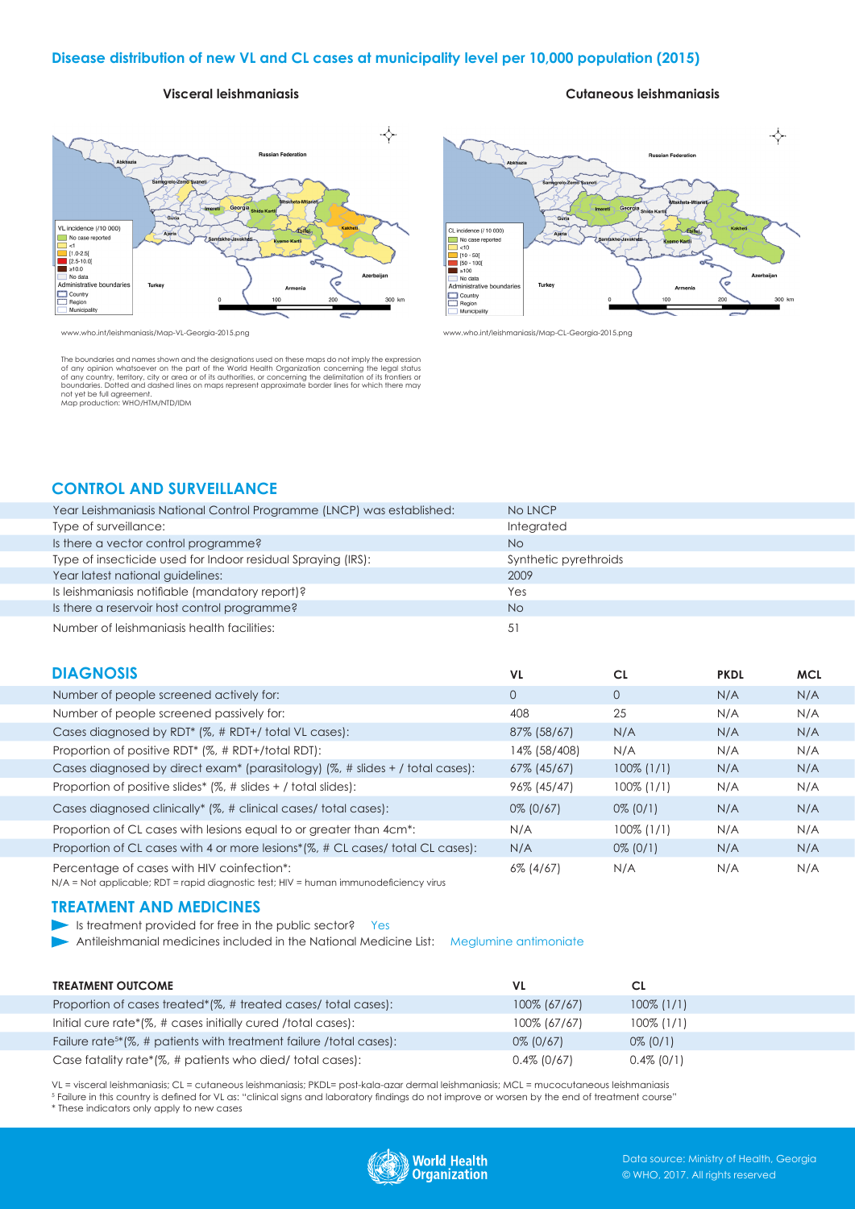### Disease distribution of new VL and CL cases at municipality level per 10,000 population (2015)

**Visceral leishmaniasis**

Russian Federation
Abkhazia
Samegrelo-Zemo Svaneti
Mtskheta-Mtianeti
Imereti
Georgia
Shida Kartli
Guria
Ajaria
Tbilisi
Kakheti
Samtskhe-Javakheti
Kvemo Kartli
Azerbaijan
Turkey
Armenia
VL incidence (/10 000)
No case reported
<1
[1.0-2.5[
[2.5-10.0[
≥10.0
No data
Administrative boundaries
Country
Region
Municipality
0 100 200 300 km

www.who.int/leishmaniasis/Map-VL-Georgia-2015.png

**Cutaneous leishmaniasis**

Russian Federation
Abkhazia
Samegrelo-Zemo Svaneti
Mtskheta-Mtianeti
Imereti
Georgia
Shida Kartli
Guria
Ajaria
Tbilisi
Kakheti
Samtskhe-Javakheti
Kvemo Kartli
Azerbaijan
Turkey
Armenia
CL incidence (/10 000)
No case reported
<10
[10 - 50[
[50 - 100[
≥100
No data
Administrative boundaries
Country
Region
Municipality
0 100 200 300 km

www.who.int/leishmaniasis/Map-CL-Georgia-2015.png

The boundaries and names shown and the designations used on these maps do not imply the expression of any opinion whatsoever on the part of the World Health Organization concerning the legal status of any country, territory, city or area or of its authorities, or concerning the delimitation of its frontiers or boundaries. Dotted and dashed lines on maps represent approximate border lines for which there may not yet be full agreement.
Map production: WHO/HTM/NTD/IDM

## CONTROL AND SURVEILLANCE

| | |
|---|---|
| Year Leishmaniasis National Control Programme (LNCP) was established: | No LNCP |
| Type of surveillance: | Integrated |
| Is there a vector control programme? | No |
| Type of insecticide used for Indoor residual Spraying (IRS): | Synthetic pyrethroids |
| Year latest national guidelines: | 2009 |
| Is leishmaniasis notifiable (mandatory report)? | Yes |
| Is there a reservoir host control programme? | No |
| Number of leishmaniasis health facilities: | 51 |

## DIAGNOSIS

| DIAGNOSIS | VL | CL | PKDL | MCL |
|---|---|---|---|---|
| Number of people screened actively for: | 0 | 0 | N/A | N/A |
| Number of people screened passively for: | 408 | 25 | N/A | N/A |
| Cases diagnosed by RDT* (%, # RDT+/ total VL cases): | 87% (58/67) | N/A | N/A | N/A |
| Proportion of positive RDT* (%, # RDT+/total RDT): | 14% (58/408) | N/A | N/A | N/A |
| Cases diagnosed by direct exam* (parasitology) (%, # slides + / total cases): | 67% (45/67) | 100% (1/1) | N/A | N/A |
| Proportion of positive slides* (%, # slides + / total slides): | 96% (45/47) | 100% (1/1) | N/A | N/A |
| Cases diagnosed clinically* (%, # clinical cases/ total cases): | 0% (0/67) | 0% (0/1) | N/A | N/A |
| Proportion of CL cases with lesions equal to or greater than 4cm*: | N/A | 100% (1/1) | N/A | N/A |
| Proportion of CL cases with 4 or more lesions*(%, # CL cases/ total CL cases): | N/A | 0% (0/1) | N/A | N/A |
| Percentage of cases with HIV coinfection*: | 6% (4/67) | N/A | N/A | N/A |

N/A = Not applicable; RDT = rapid diagnostic test; HIV = human immunodeficiency virus

## TREATMENT AND MEDICINES

- Is treatment provided for free in the public sector? Yes
- Antileishmanial medicines included in the National Medicine List: Meglumine antimoniate

| TREATMENT OUTCOME | VL | CL |
|---|---|---|
| Proportion of cases treated*(%, # treated cases/ total cases): | 100% (67/67) | 100% (1/1) |
| Initial cure rate*(%, # cases initially cured /total cases): | 100% (67/67) | 100% (1/1) |
| Failure rate[5]*(%, # patients with treatment failure /total cases): | 0% (0/67) | 0% (0/1) |
| Case fatality rate*(%, # patients who died/ total cases): | 0.4% (0/67) | 0.4% (0/1) |

VL = visceral leishmaniasis; CL = cutaneous leishmaniasis; PKDL= post-kala-azar dermal leishmaniasis; MCL = mucocutaneous leishmaniasis
[5] Failure in this country is defined for VL as: "clinical signs and laboratory findings do not improve or worsen by the end of treatment course"
* These indicators only apply to new cases

World Health Organization

Data source: Ministry of Health, Georgia
© WHO, 2017. All rights reserved